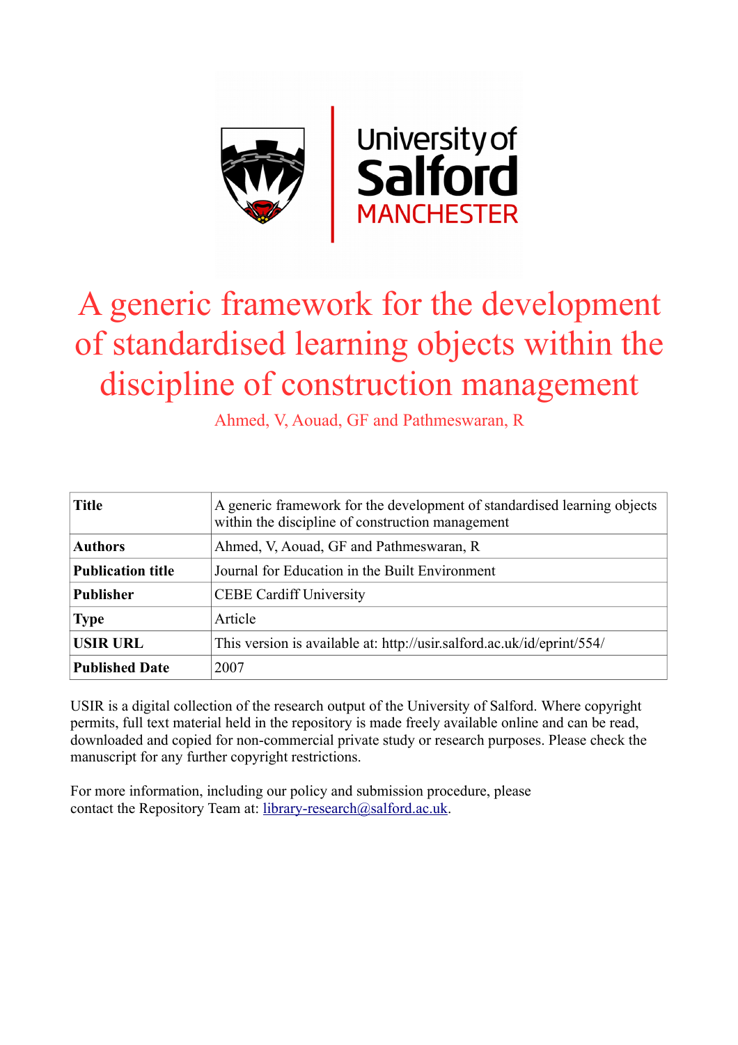# A generic framework for the development of standardised learning objects within the discipline of construction management

Ahmed, V, Aouad, GF and Pathmeswaran, R

| **Title** | A generic framework for the development of standardised learning objects within the discipline of construction management |
|---|---|
| **Authors** | Ahmed, V, Aouad, GF and Pathmeswaran, R |
| **Publication title** | Journal for Education in the Built Environment |
| **Publisher** | CEBE Cardiff University |
| **Type** | Article |
| **USIR URL** | This version is available at: http://usir.salford.ac.uk/id/eprint/554/ |
| **Published Date** | 2007 |

USIR is a digital collection of the research output of the University of Salford. Where copyright permits, full text material held in the repository is made freely available online and can be read, downloaded and copied for non-commercial private study or research purposes. Please check the manuscript for any further copyright restrictions.

For more information, including our policy and submission procedure, please contact the Repository Team at: library-research@salford.ac.uk.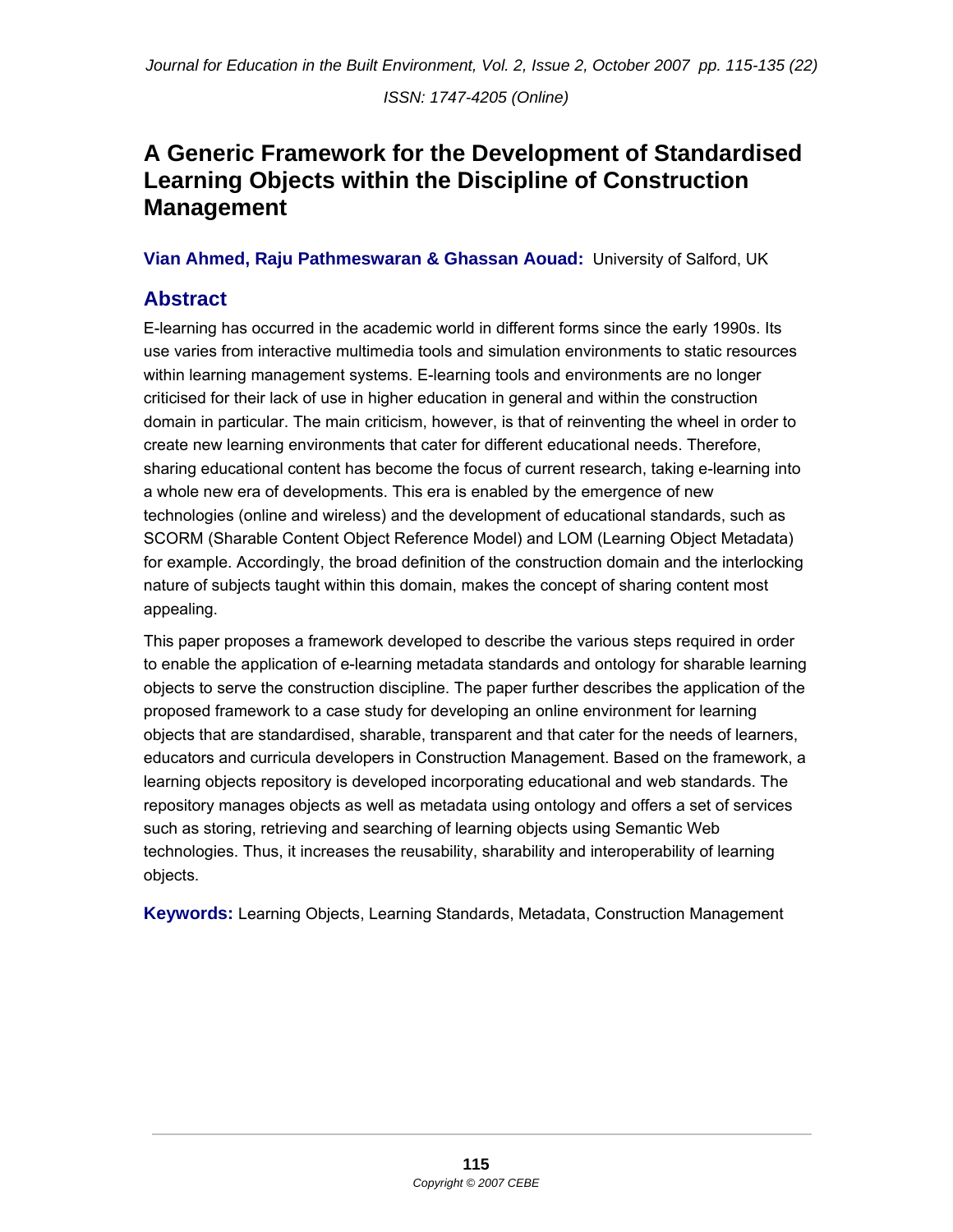# A Generic Framework for the Development of Standardised Learning Objects within the Discipline of Construction Management

**Vian Ahmed, Raju Pathmeswaran & Ghassan Aouad:** University of Salford, UK

## Abstract

E-learning has occurred in the academic world in different forms since the early 1990s. Its use varies from interactive multimedia tools and simulation environments to static resources within learning management systems. E-learning tools and environments are no longer criticised for their lack of use in higher education in general and within the construction domain in particular. The main criticism, however, is that of reinventing the wheel in order to create new learning environments that cater for different educational needs. Therefore, sharing educational content has become the focus of current research, taking e-learning into a whole new era of developments. This era is enabled by the emergence of new technologies (online and wireless) and the development of educational standards, such as SCORM (Sharable Content Object Reference Model) and LOM (Learning Object Metadata) for example. Accordingly, the broad definition of the construction domain and the interlocking nature of subjects taught within this domain, makes the concept of sharing content most appealing.

This paper proposes a framework developed to describe the various steps required in order to enable the application of e-learning metadata standards and ontology for sharable learning objects to serve the construction discipline. The paper further describes the application of the proposed framework to a case study for developing an online environment for learning objects that are standardised, sharable, transparent and that cater for the needs of learners, educators and curricula developers in Construction Management. Based on the framework, a learning objects repository is developed incorporating educational and web standards. The repository manages objects as well as metadata using ontology and offers a set of services such as storing, retrieving and searching of learning objects using Semantic Web technologies. Thus, it increases the reusability, sharability and interoperability of learning objects.

**Keywords:** Learning Objects, Learning Standards, Metadata, Construction Management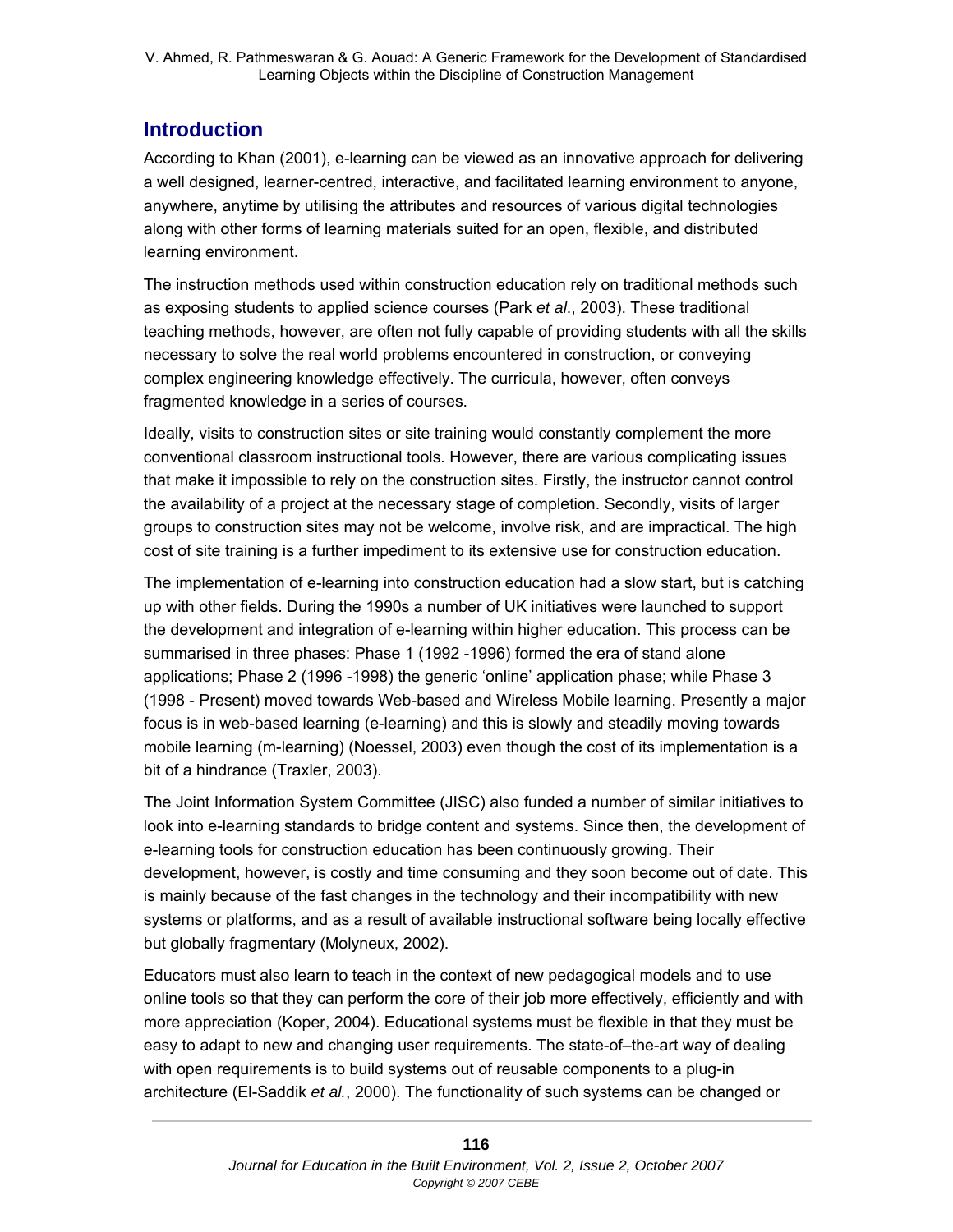## Introduction

According to Khan (2001), e-learning can be viewed as an innovative approach for delivering a well designed, learner-centred, interactive, and facilitated learning environment to anyone, anywhere, anytime by utilising the attributes and resources of various digital technologies along with other forms of learning materials suited for an open, flexible, and distributed learning environment.

The instruction methods used within construction education rely on traditional methods such as exposing students to applied science courses (Park *et al*., 2003). These traditional teaching methods, however, are often not fully capable of providing students with all the skills necessary to solve the real world problems encountered in construction, or conveying complex engineering knowledge effectively. The curricula, however, often conveys fragmented knowledge in a series of courses.

Ideally, visits to construction sites or site training would constantly complement the more conventional classroom instructional tools. However, there are various complicating issues that make it impossible to rely on the construction sites. Firstly, the instructor cannot control the availability of a project at the necessary stage of completion. Secondly, visits of larger groups to construction sites may not be welcome, involve risk, and are impractical. The high cost of site training is a further impediment to its extensive use for construction education.

The implementation of e-learning into construction education had a slow start, but is catching up with other fields. During the 1990s a number of UK initiatives were launched to support the development and integration of e-learning within higher education. This process can be summarised in three phases: Phase 1 (1992 -1996) formed the era of stand alone applications; Phase 2 (1996 -1998) the generic 'online' application phase; while Phase 3 (1998 - Present) moved towards Web-based and Wireless Mobile learning. Presently a major focus is in web-based learning (e-learning) and this is slowly and steadily moving towards mobile learning (m-learning) (Noessel, 2003) even though the cost of its implementation is a bit of a hindrance (Traxler, 2003).

The Joint Information System Committee (JISC) also funded a number of similar initiatives to look into e-learning standards to bridge content and systems. Since then, the development of e-learning tools for construction education has been continuously growing. Their development, however, is costly and time consuming and they soon become out of date. This is mainly because of the fast changes in the technology and their incompatibility with new systems or platforms, and as a result of available instructional software being locally effective but globally fragmentary (Molyneux, 2002).

Educators must also learn to teach in the context of new pedagogical models and to use online tools so that they can perform the core of their job more effectively, efficiently and with more appreciation (Koper, 2004). Educational systems must be flexible in that they must be easy to adapt to new and changing user requirements. The state-of–the-art way of dealing with open requirements is to build systems out of reusable components to a plug-in architecture (El-Saddik *et al.*, 2000). The functionality of such systems can be changed or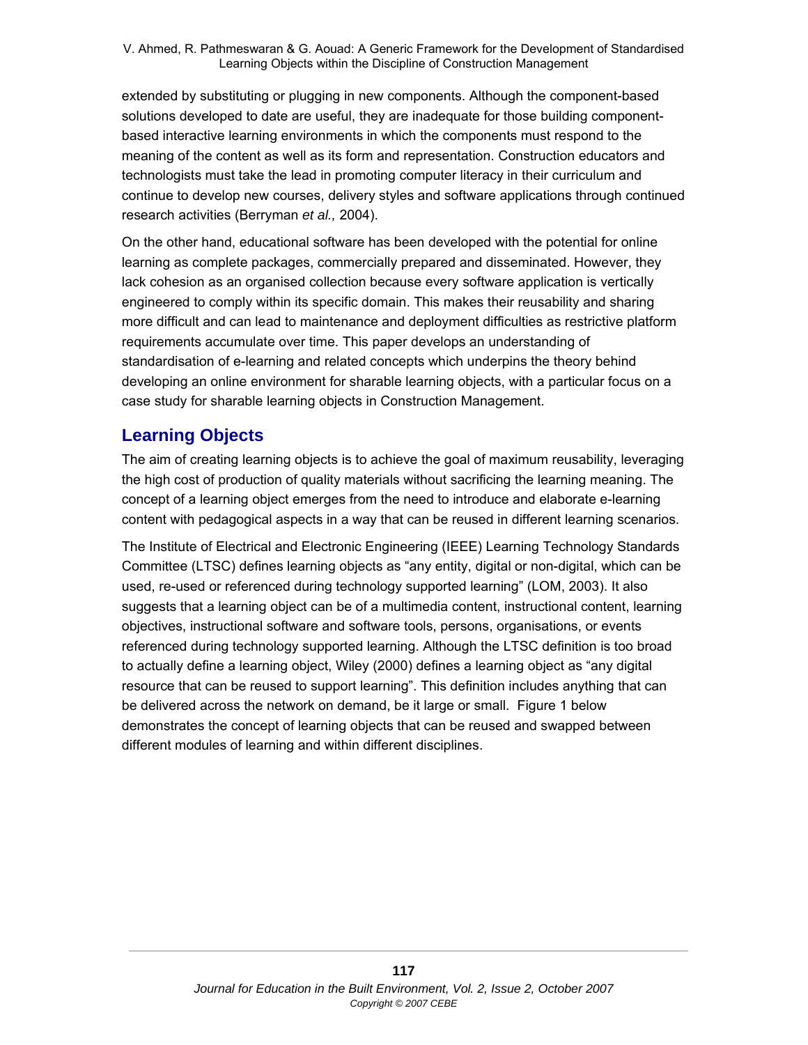extended by substituting or plugging in new components. Although the component-based solutions developed to date are useful, they are inadequate for those building component-based interactive learning environments in which the components must respond to the meaning of the content as well as its form and representation. Construction educators and technologists must take the lead in promoting computer literacy in their curriculum and continue to develop new courses, delivery styles and software applications through continued research activities (Berryman *et al.,* 2004).

On the other hand, educational software has been developed with the potential for online learning as complete packages, commercially prepared and disseminated. However, they lack cohesion as an organised collection because every software application is vertically engineered to comply within its specific domain. This makes their reusability and sharing more difficult and can lead to maintenance and deployment difficulties as restrictive platform requirements accumulate over time. This paper develops an understanding of standardisation of e-learning and related concepts which underpins the theory behind developing an online environment for sharable learning objects, with a particular focus on a case study for sharable learning objects in Construction Management.

## Learning Objects

The aim of creating learning objects is to achieve the goal of maximum reusability, leveraging the high cost of production of quality materials without sacrificing the learning meaning. The concept of a learning object emerges from the need to introduce and elaborate e-learning content with pedagogical aspects in a way that can be reused in different learning scenarios.

The Institute of Electrical and Electronic Engineering (IEEE) Learning Technology Standards Committee (LTSC) defines learning objects as "any entity, digital or non-digital, which can be used, re-used or referenced during technology supported learning" (LOM, 2003). It also suggests that a learning object can be of a multimedia content, instructional content, learning objectives, instructional software and software tools, persons, organisations, or events referenced during technology supported learning. Although the LTSC definition is too broad to actually define a learning object, Wiley (2000) defines a learning object as "any digital resource that can be reused to support learning". This definition includes anything that can be delivered across the network on demand, be it large or small. Figure 1 below demonstrates the concept of learning objects that can be reused and swapped between different modules of learning and within different disciplines.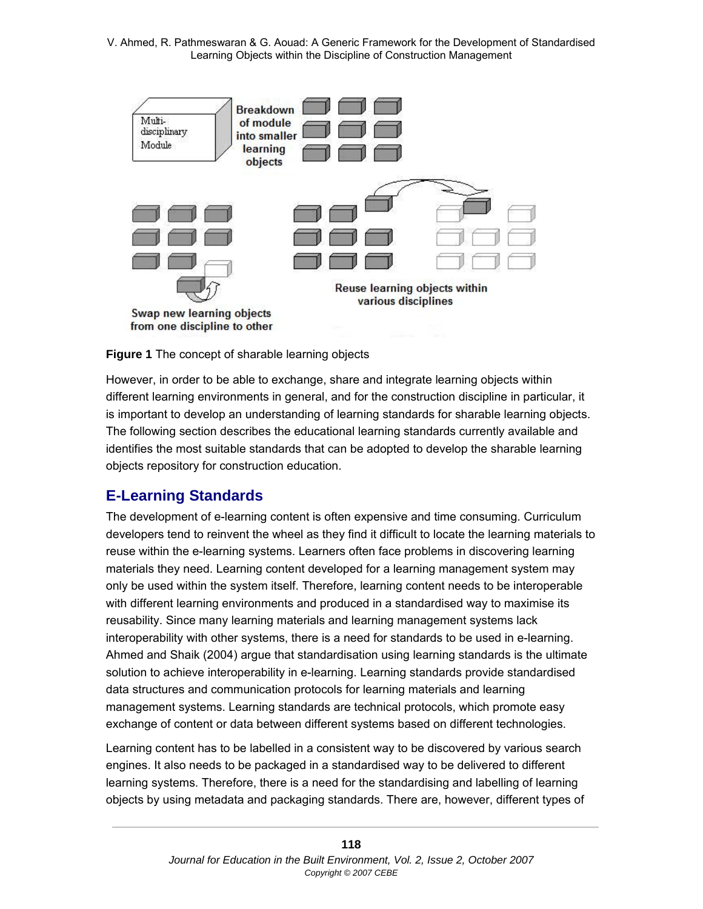**Figure 1** The concept of sharable learning objects

However, in order to be able to exchange, share and integrate learning objects within different learning environments in general, and for the construction discipline in particular, it is important to develop an understanding of learning standards for sharable learning objects. The following section describes the educational learning standards currently available and identifies the most suitable standards that can be adopted to develop the sharable learning objects repository for construction education.

## E-Learning Standards

The development of e-learning content is often expensive and time consuming. Curriculum developers tend to reinvent the wheel as they find it difficult to locate the learning materials to reuse within the e-learning systems. Learners often face problems in discovering learning materials they need. Learning content developed for a learning management system may only be used within the system itself. Therefore, learning content needs to be interoperable with different learning environments and produced in a standardised way to maximise its reusability. Since many learning materials and learning management systems lack interoperability with other systems, there is a need for standards to be used in e-learning. Ahmed and Shaik (2004) argue that standardisation using learning standards is the ultimate solution to achieve interoperability in e-learning. Learning standards provide standardised data structures and communication protocols for learning materials and learning management systems. Learning standards are technical protocols, which promote easy exchange of content or data between different systems based on different technologies.

Learning content has to be labelled in a consistent way to be discovered by various search engines. It also needs to be packaged in a standardised way to be delivered to different learning systems. Therefore, there is a need for the standardising and labelling of learning objects by using metadata and packaging standards. There are, however, different types of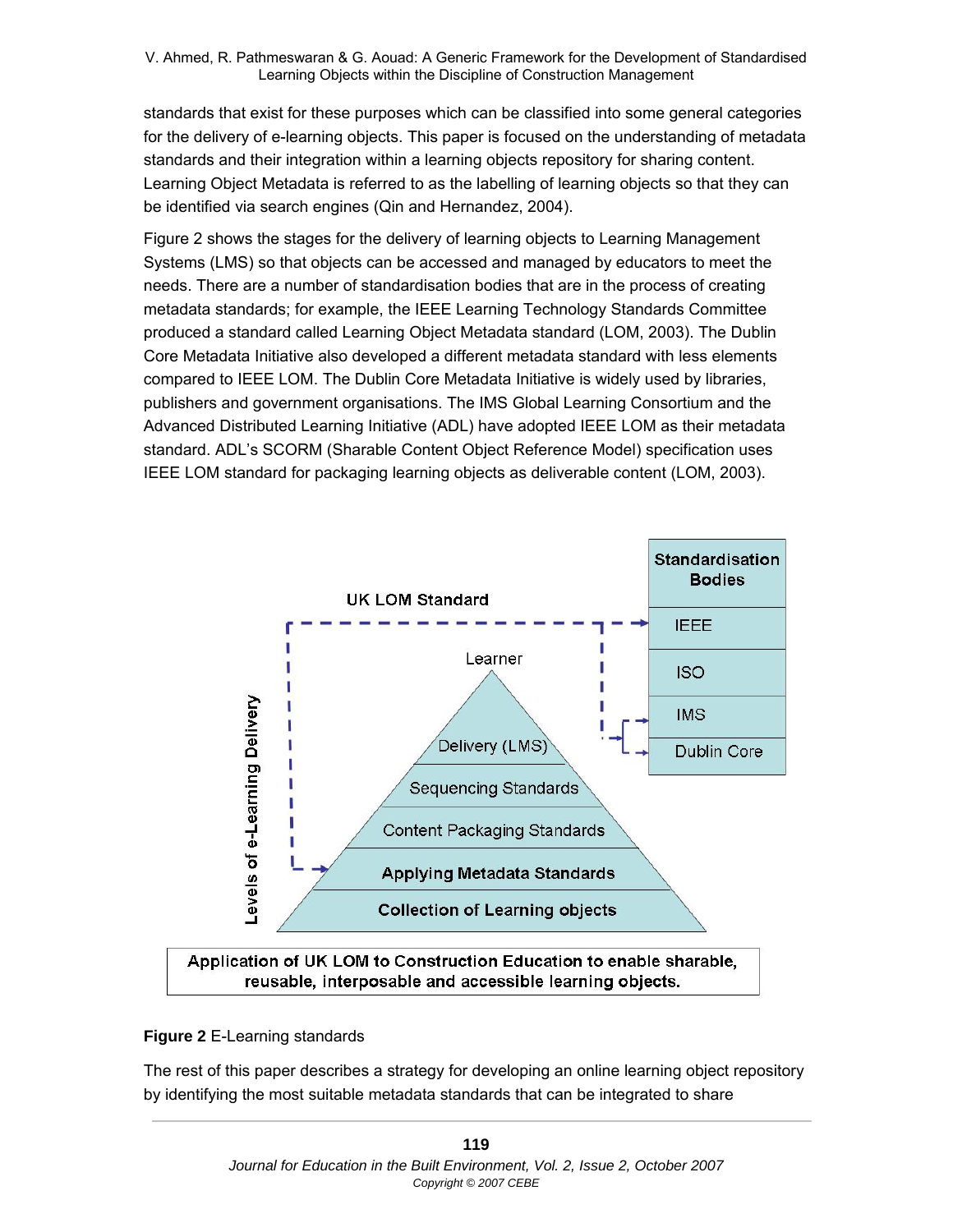standards that exist for these purposes which can be classified into some general categories for the delivery of e-learning objects. This paper is focused on the understanding of metadata standards and their integration within a learning objects repository for sharing content. Learning Object Metadata is referred to as the labelling of learning objects so that they can be identified via search engines (Qin and Hernandez, 2004).

Figure 2 shows the stages for the delivery of learning objects to Learning Management Systems (LMS) so that objects can be accessed and managed by educators to meet the needs. There are a number of standardisation bodies that are in the process of creating metadata standards; for example, the IEEE Learning Technology Standards Committee produced a standard called Learning Object Metadata standard (LOM, 2003). The Dublin Core Metadata Initiative also developed a different metadata standard with less elements compared to IEEE LOM. The Dublin Core Metadata Initiative is widely used by libraries, publishers and government organisations. The IMS Global Learning Consortium and the Advanced Distributed Learning Initiative (ADL) have adopted IEEE LOM as their metadata standard. ADL's SCORM (Sharable Content Object Reference Model) specification uses IEEE LOM standard for packaging learning objects as deliverable content (LOM, 2003).

UK LOM Standard

Standardisation Bodies: IEEE, ISO, IMS, Dublin Core

Levels of e-Learning Delivery: Learner; Delivery (LMS); Sequencing Standards; Content Packaging Standards; Applying Metadata Standards; Collection of Learning objects

Application of UK LOM to Construction Education to enable sharable, reusable, interposable and accessible learning objects.

**Figure 2** E-Learning standards

The rest of this paper describes a strategy for developing an online learning object repository by identifying the most suitable metadata standards that can be integrated to share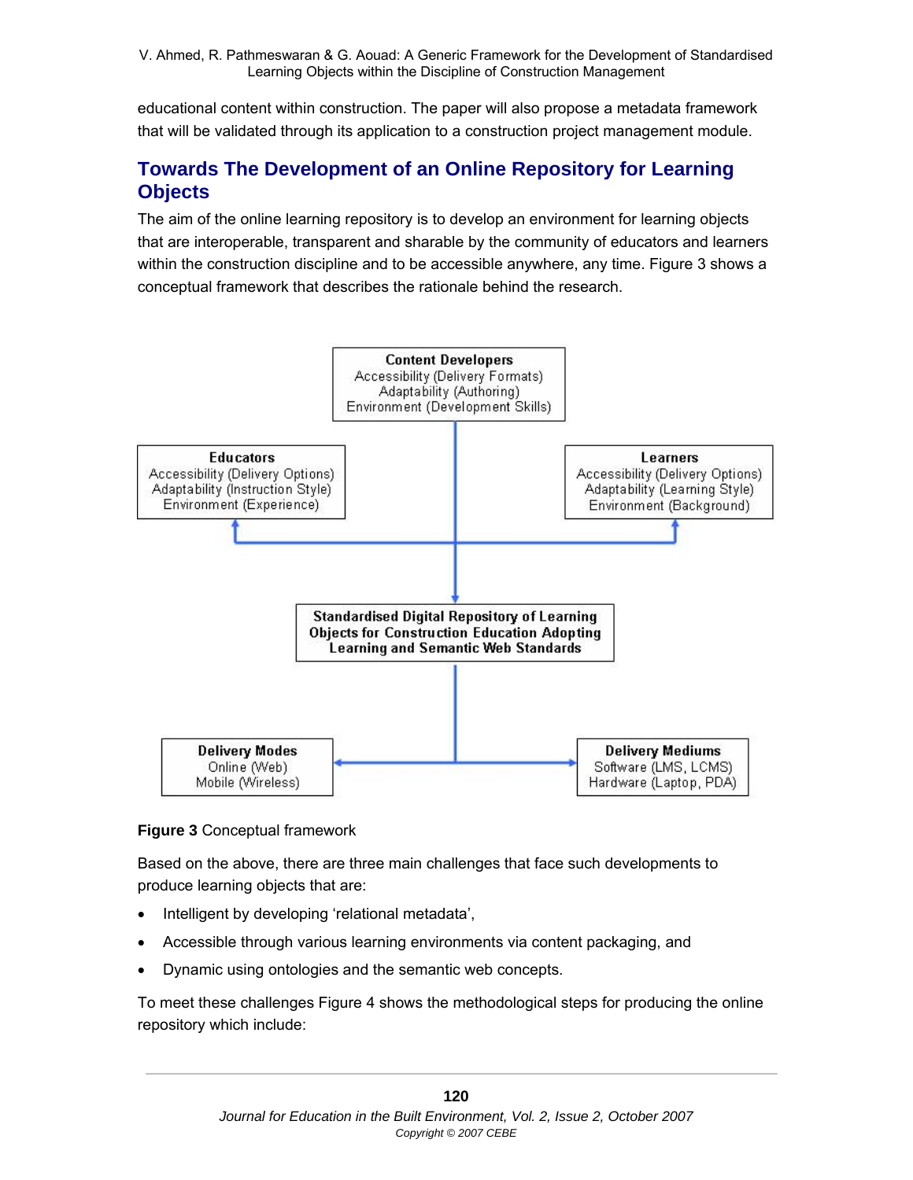educational content within construction. The paper will also propose a metadata framework that will be validated through its application to a construction project management module.

## Towards The Development of an Online Repository for Learning Objects

The aim of the online learning repository is to develop an environment for learning objects that are interoperable, transparent and sharable by the community of educators and learners within the construction discipline and to be accessible anywhere, any time. Figure 3 shows a conceptual framework that describes the rationale behind the research.

**Content Developers**
Accessibility (Delivery Formats)
Adaptability (Authoring)
Environment (Development Skills)

**Educators**
Accessibility (Delivery Options)
Adaptability (Instruction Style)
Environment (Experience)

**Learners**
Accessibility (Delivery Options)
Adaptability (Learning Style)
Environment (Background)

**Standardised Digital Repository of Learning Objects for Construction Education Adopting Learning and Semantic Web Standards**

**Delivery Modes**
Online (Web)
Mobile (Wireless)

**Delivery Mediums**
Software (LMS, LCMS)
Hardware (Laptop, PDA)

**Figure 3** Conceptual framework

Based on the above, there are three main challenges that face such developments to produce learning objects that are:

- Intelligent by developing 'relational metadata',
- Accessible through various learning environments via content packaging, and
- Dynamic using ontologies and the semantic web concepts.

To meet these challenges Figure 4 shows the methodological steps for producing the online repository which include: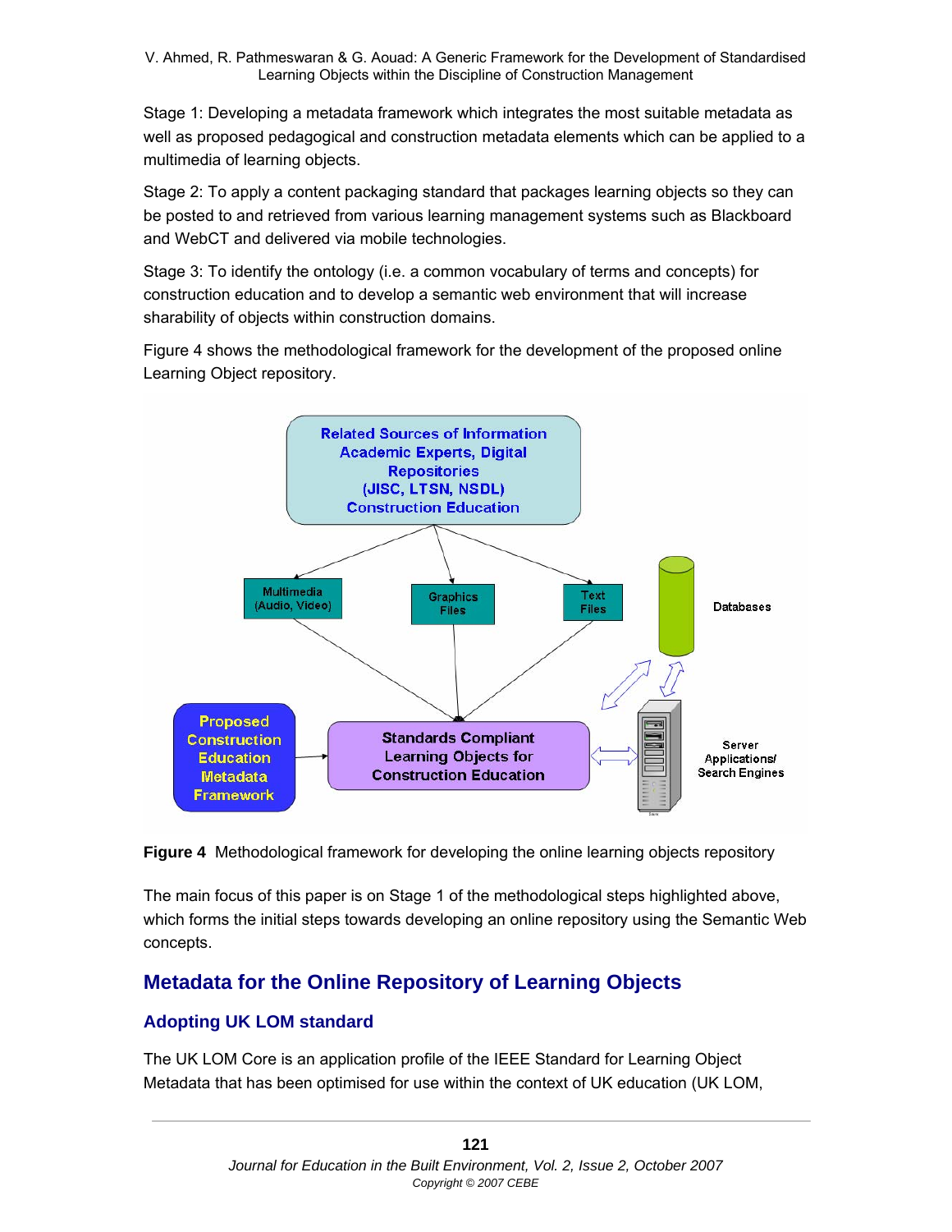Stage 1: Developing a metadata framework which integrates the most suitable metadata as well as proposed pedagogical and construction metadata elements which can be applied to a multimedia of learning objects.

Stage 2: To apply a content packaging standard that packages learning objects so they can be posted to and retrieved from various learning management systems such as Blackboard and WebCT and delivered via mobile technologies.

Stage 3: To identify the ontology (i.e. a common vocabulary of terms and concepts) for construction education and to develop a semantic web environment that will increase sharability of objects within construction domains.

Figure 4 shows the methodological framework for the development of the proposed online Learning Object repository.

**Figure 4** Methodological framework for developing the online learning objects repository

The main focus of this paper is on Stage 1 of the methodological steps highlighted above, which forms the initial steps towards developing an online repository using the Semantic Web concepts.

## Metadata for the Online Repository of Learning Objects

### Adopting UK LOM standard

The UK LOM Core is an application profile of the IEEE Standard for Learning Object Metadata that has been optimised for use within the context of UK education (UK LOM,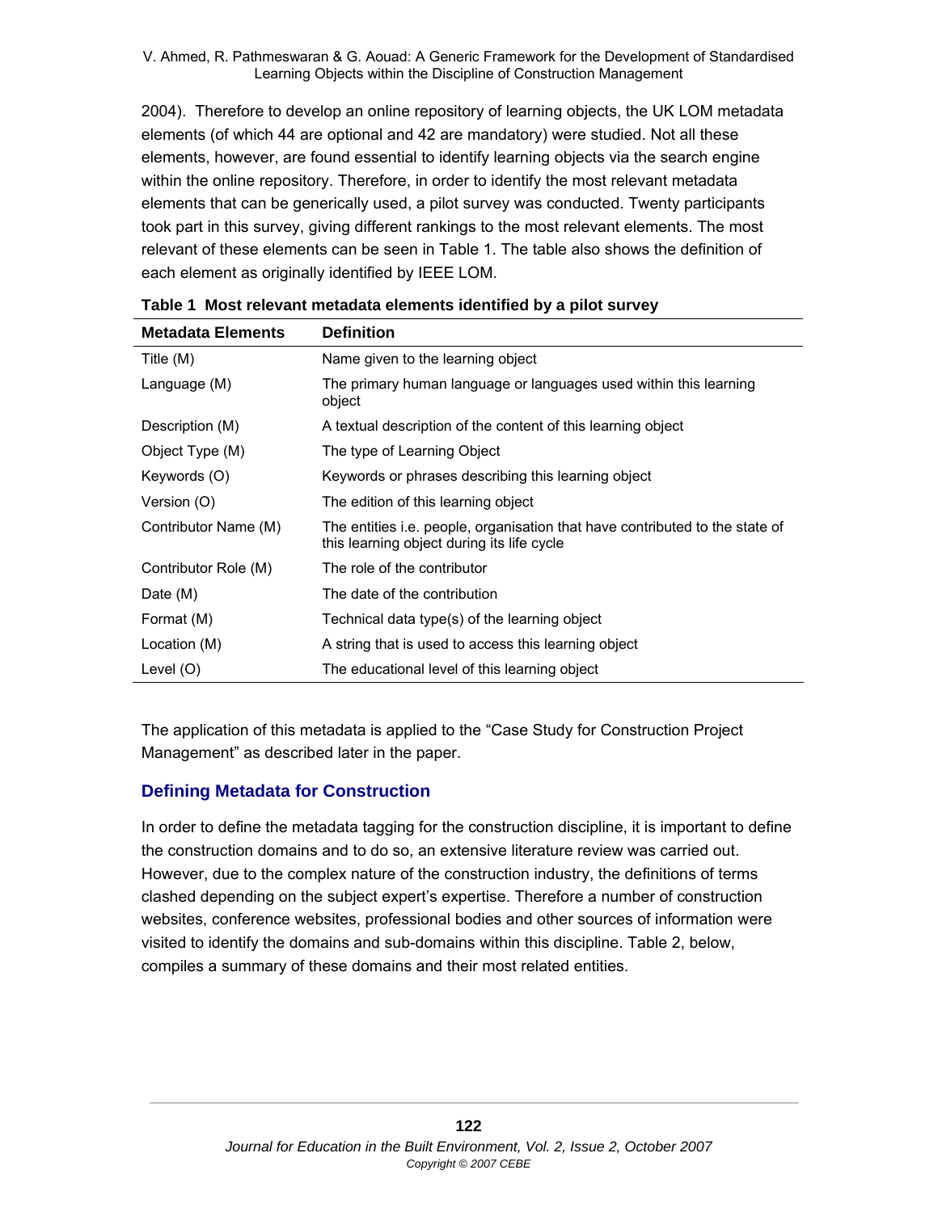2004). Therefore to develop an online repository of learning objects, the UK LOM metadata elements (of which 44 are optional and 42 are mandatory) were studied. Not all these elements, however, are found essential to identify learning objects via the search engine within the online repository. Therefore, in order to identify the most relevant metadata elements that can be generically used, a pilot survey was conducted. Twenty participants took part in this survey, giving different rankings to the most relevant elements. The most relevant of these elements can be seen in Table 1. The table also shows the definition of each element as originally identified by IEEE LOM.

**Table 1 Most relevant metadata elements identified by a pilot survey**

| Metadata Elements | Definition |
|---|---|
| Title (M) | Name given to the learning object |
| Language (M) | The primary human language or languages used within this learning object |
| Description (M) | A textual description of the content of this learning object |
| Object Type (M) | The type of Learning Object |
| Keywords (O) | Keywords or phrases describing this learning object |
| Version (O) | The edition of this learning object |
| Contributor Name (M) | The entities i.e. people, organisation that have contributed to the state of this learning object during its life cycle |
| Contributor Role (M) | The role of the contributor |
| Date (M) | The date of the contribution |
| Format (M) | Technical data type(s) of the learning object |
| Location (M) | A string that is used to access this learning object |
| Level (O) | The educational level of this learning object |

The application of this metadata is applied to the "Case Study for Construction Project Management" as described later in the paper.

## Defining Metadata for Construction

In order to define the metadata tagging for the construction discipline, it is important to define the construction domains and to do so, an extensive literature review was carried out. However, due to the complex nature of the construction industry, the definitions of terms clashed depending on the subject expert's expertise. Therefore a number of construction websites, conference websites, professional bodies and other sources of information were visited to identify the domains and sub-domains within this discipline. Table 2, below, compiles a summary of these domains and their most related entities.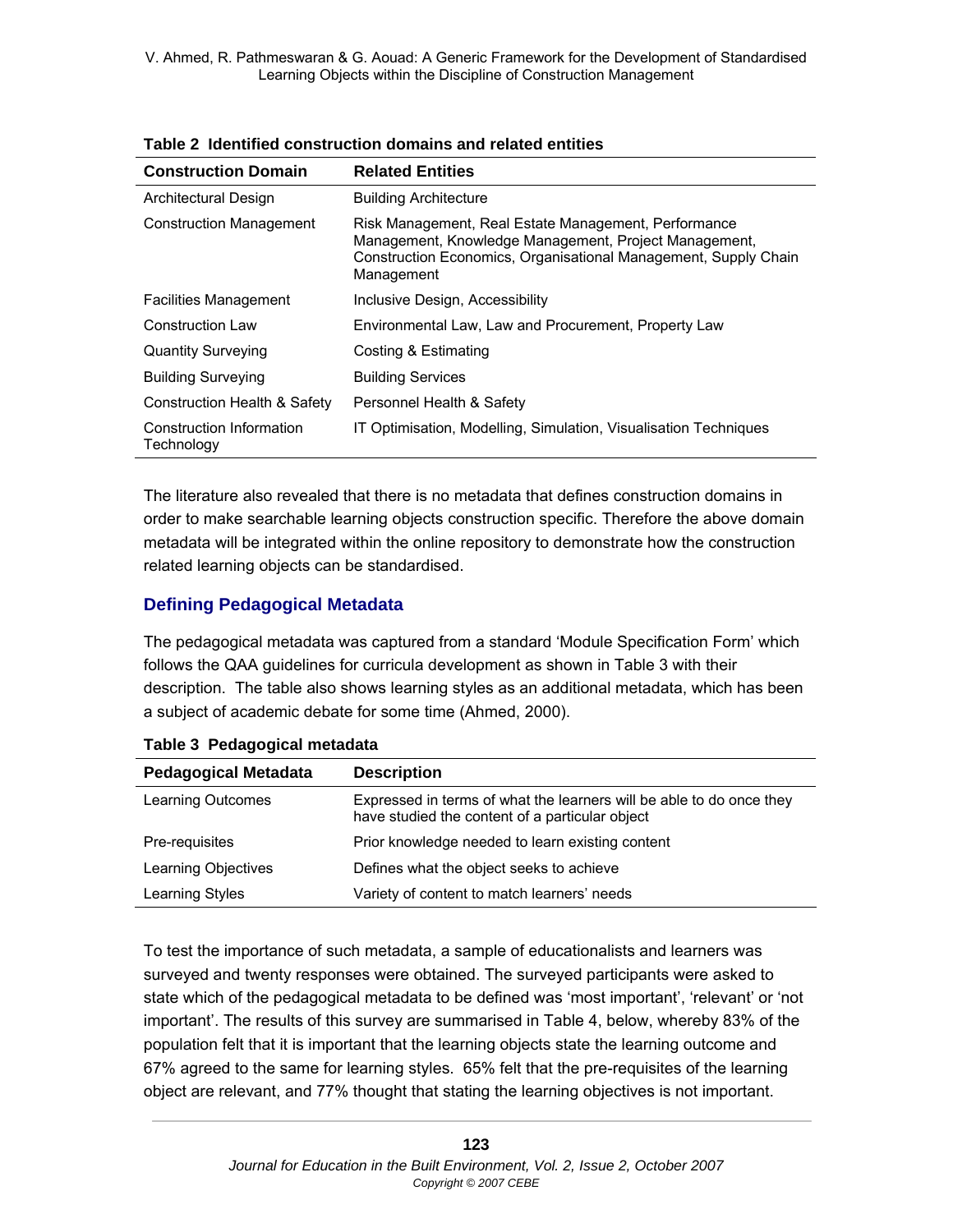**Table 2 Identified construction domains and related entities**

| Construction Domain | Related Entities |
|---|---|
| Architectural Design | Building Architecture |
| Construction Management | Risk Management, Real Estate Management, Performance Management, Knowledge Management, Project Management, Construction Economics, Organisational Management, Supply Chain Management |
| Facilities Management | Inclusive Design, Accessibility |
| Construction Law | Environmental Law, Law and Procurement, Property Law |
| Quantity Surveying | Costing & Estimating |
| Building Surveying | Building Services |
| Construction Health & Safety | Personnel Health & Safety |
| Construction Information Technology | IT Optimisation, Modelling, Simulation, Visualisation Techniques |

The literature also revealed that there is no metadata that defines construction domains in order to make searchable learning objects construction specific. Therefore the above domain metadata will be integrated within the online repository to demonstrate how the construction related learning objects can be standardised.

## Defining Pedagogical Metadata

The pedagogical metadata was captured from a standard 'Module Specification Form' which follows the QAA guidelines for curricula development as shown in Table 3 with their description. The table also shows learning styles as an additional metadata, which has been a subject of academic debate for some time (Ahmed, 2000).

**Table 3 Pedagogical metadata**

| Pedagogical Metadata | Description |
|---|---|
| Learning Outcomes | Expressed in terms of what the learners will be able to do once they have studied the content of a particular object |
| Pre-requisites | Prior knowledge needed to learn existing content |
| Learning Objectives | Defines what the object seeks to achieve |
| Learning Styles | Variety of content to match learners' needs |

To test the importance of such metadata, a sample of educationalists and learners was surveyed and twenty responses were obtained. The surveyed participants were asked to state which of the pedagogical metadata to be defined was 'most important', 'relevant' or 'not important'. The results of this survey are summarised in Table 4, below, whereby 83% of the population felt that it is important that the learning objects state the learning outcome and 67% agreed to the same for learning styles. 65% felt that the pre-requisites of the learning object are relevant, and 77% thought that stating the learning objectives is not important.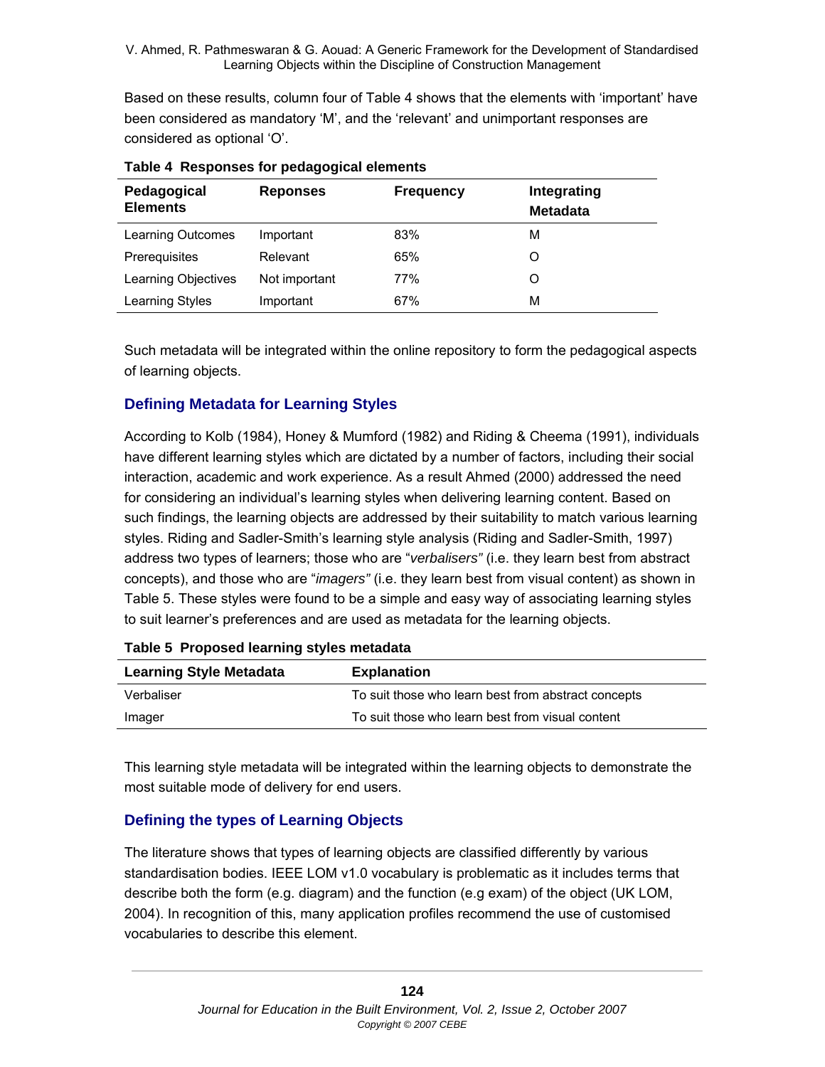Based on these results, column four of Table 4 shows that the elements with 'important' have been considered as mandatory 'M', and the 'relevant' and unimportant responses are considered as optional 'O'.

**Table 4 Responses for pedagogical elements**

| Pedagogical Elements | Reponses | Frequency | Integrating Metadata |
|---|---|---|---|
| Learning Outcomes | Important | 83% | M |
| Prerequisites | Relevant | 65% | O |
| Learning Objectives | Not important | 77% | O |
| Learning Styles | Important | 67% | M |

Such metadata will be integrated within the online repository to form the pedagogical aspects of learning objects.

## Defining Metadata for Learning Styles

According to Kolb (1984), Honey & Mumford (1982) and Riding & Cheema (1991), individuals have different learning styles which are dictated by a number of factors, including their social interaction, academic and work experience. As a result Ahmed (2000) addressed the need for considering an individual's learning styles when delivering learning content. Based on such findings, the learning objects are addressed by their suitability to match various learning styles. Riding and Sadler-Smith's learning style analysis (Riding and Sadler-Smith, 1997) address two types of learners; those who are "*verbalisers"* (i.e. they learn best from abstract concepts), and those who are "*imagers"* (i.e. they learn best from visual content) as shown in Table 5. These styles were found to be a simple and easy way of associating learning styles to suit learner's preferences and are used as metadata for the learning objects.

**Table 5 Proposed learning styles metadata**

| Learning Style Metadata | Explanation |
|---|---|
| Verbaliser | To suit those who learn best from abstract concepts |
| Imager | To suit those who learn best from visual content |

This learning style metadata will be integrated within the learning objects to demonstrate the most suitable mode of delivery for end users.

## Defining the types of Learning Objects

The literature shows that types of learning objects are classified differently by various standardisation bodies. IEEE LOM v1.0 vocabulary is problematic as it includes terms that describe both the form (e.g. diagram) and the function (e.g exam) of the object (UK LOM, 2004). In recognition of this, many application profiles recommend the use of customised vocabularies to describe this element.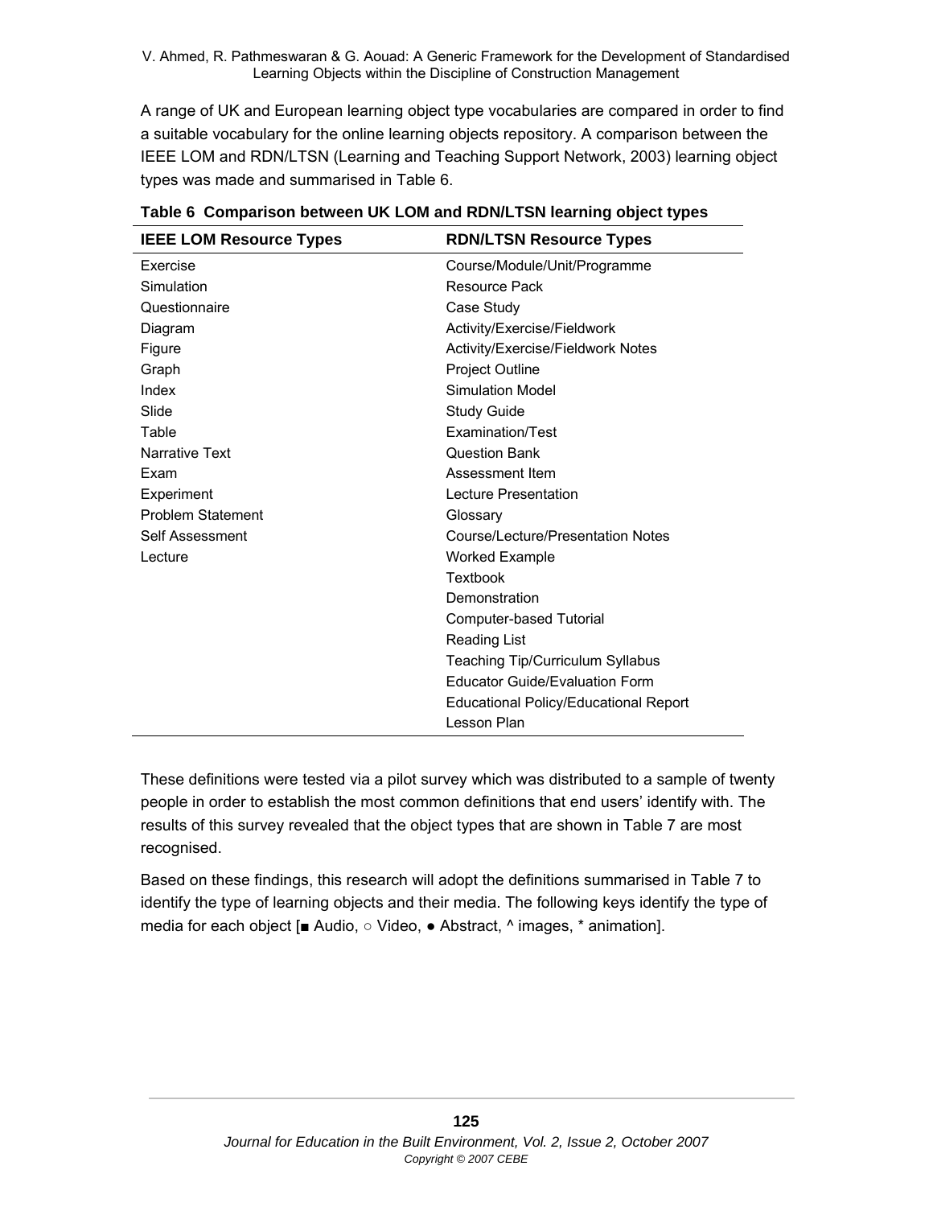A range of UK and European learning object type vocabularies are compared in order to find a suitable vocabulary for the online learning objects repository. A comparison between the IEEE LOM and RDN/LTSN (Learning and Teaching Support Network, 2003) learning object types was made and summarised in Table 6.

**Table 6 Comparison between UK LOM and RDN/LTSN learning object types**

| IEEE LOM Resource Types | RDN/LTSN Resource Types |
|---|---|
| Exercise | Course/Module/Unit/Programme |
| Simulation | Resource Pack |
| Questionnaire | Case Study |
| Diagram | Activity/Exercise/Fieldwork |
| Figure | Activity/Exercise/Fieldwork Notes |
| Graph | Project Outline |
| Index | Simulation Model |
| Slide | Study Guide |
| Table | Examination/Test |
| Narrative Text | Question Bank |
| Exam | Assessment Item |
| Experiment | Lecture Presentation |
| Problem Statement | Glossary |
| Self Assessment | Course/Lecture/Presentation Notes |
| Lecture | Worked Example |
| | Textbook |
| | Demonstration |
| | Computer-based Tutorial |
| | Reading List |
| | Teaching Tip/Curriculum Syllabus |
| | Educator Guide/Evaluation Form |
| | Educational Policy/Educational Report |
| | Lesson Plan |

These definitions were tested via a pilot survey which was distributed to a sample of twenty people in order to establish the most common definitions that end users' identify with. The results of this survey revealed that the object types that are shown in Table 7 are most recognised.

Based on these findings, this research will adopt the definitions summarised in Table 7 to identify the type of learning objects and their media. The following keys identify the type of media for each object [■ Audio, ○ Video, ● Abstract, ^ images, * animation].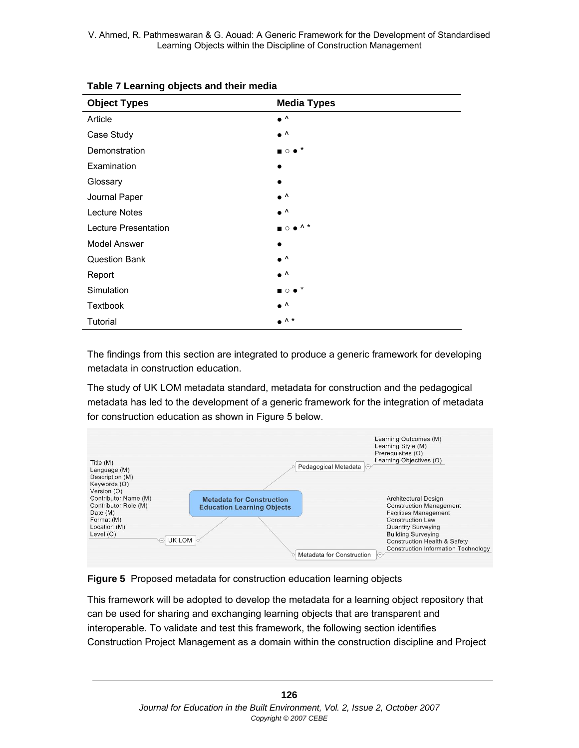**Table 7 Learning objects and their media**

| Object Types | Media Types |
| --- | --- |
| Article | ● ^ |
| Case Study | ● ^ |
| Demonstration | ■ ○ ● * |
| Examination | ● |
| Glossary | ● |
| Journal Paper | ● ^ |
| Lecture Notes | ● ^ |
| Lecture Presentation | ■ ○ ● ^ * |
| Model Answer | ● |
| Question Bank | ● ^ |
| Report | ● ^ |
| Simulation | ■ ○ ● * |
| Textbook | ● ^ |
| Tutorial | ● ^ * |

The findings from this section are integrated to produce a generic framework for developing metadata in construction education.

The study of UK LOM metadata standard, metadata for construction and the pedagogical metadata has led to the development of a generic framework for the integration of metadata for construction education as shown in Figure 5 below.

- **Metadata for Construction Education Learning Objects**
  - **Pedagogical Metadata**
    - Learning Outcomes (M)
    - Learning Style (M)
    - Prerequisites (O)
    - Learning Objectives (O)
  - **UK LOM**
    - Title (M)
    - Language (M)
    - Description (M)
    - Keywords (O)
    - Version (O)
    - Contributor Name (M)
    - Contributor Role (M)
    - Date (M)
    - Format (M)
    - Location (M)
    - Level (O)
  - **Metadata for Construction**
    - Architectural Design
    - Construction Management
    - Facilities Management
    - Construction Law
    - Quantity Surveying
    - Building Surveying
    - Construction Health & Safety
    - Construction Information Technology

**Figure 5** Proposed metadata for construction education learning objects

This framework will be adopted to develop the metadata for a learning object repository that can be used for sharing and exchanging learning objects that are transparent and interoperable. To validate and test this framework, the following section identifies Construction Project Management as a domain within the construction discipline and Project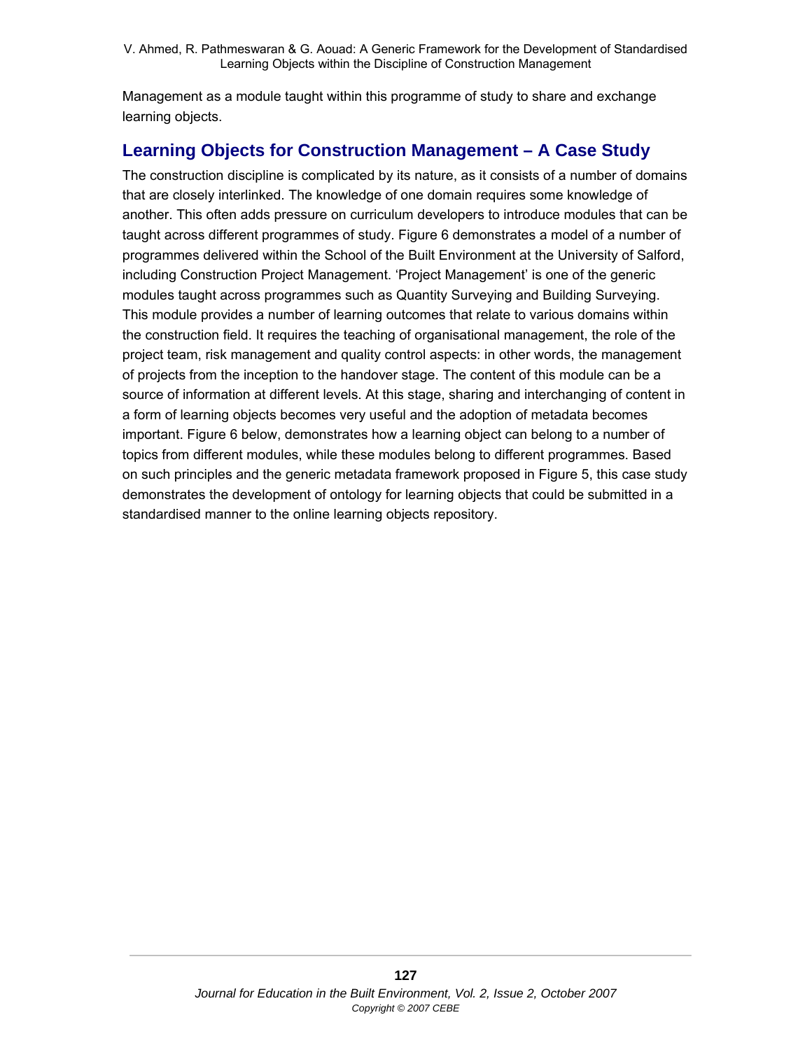Management as a module taught within this programme of study to share and exchange learning objects.

## Learning Objects for Construction Management – A Case Study

The construction discipline is complicated by its nature, as it consists of a number of domains that are closely interlinked. The knowledge of one domain requires some knowledge of another. This often adds pressure on curriculum developers to introduce modules that can be taught across different programmes of study. Figure 6 demonstrates a model of a number of programmes delivered within the School of the Built Environment at the University of Salford, including Construction Project Management. 'Project Management' is one of the generic modules taught across programmes such as Quantity Surveying and Building Surveying. This module provides a number of learning outcomes that relate to various domains within the construction field. It requires the teaching of organisational management, the role of the project team, risk management and quality control aspects: in other words, the management of projects from the inception to the handover stage. The content of this module can be a source of information at different levels. At this stage, sharing and interchanging of content in a form of learning objects becomes very useful and the adoption of metadata becomes important. Figure 6 below, demonstrates how a learning object can belong to a number of topics from different modules, while these modules belong to different programmes. Based on such principles and the generic metadata framework proposed in Figure 5, this case study demonstrates the development of ontology for learning objects that could be submitted in a standardised manner to the online learning objects repository.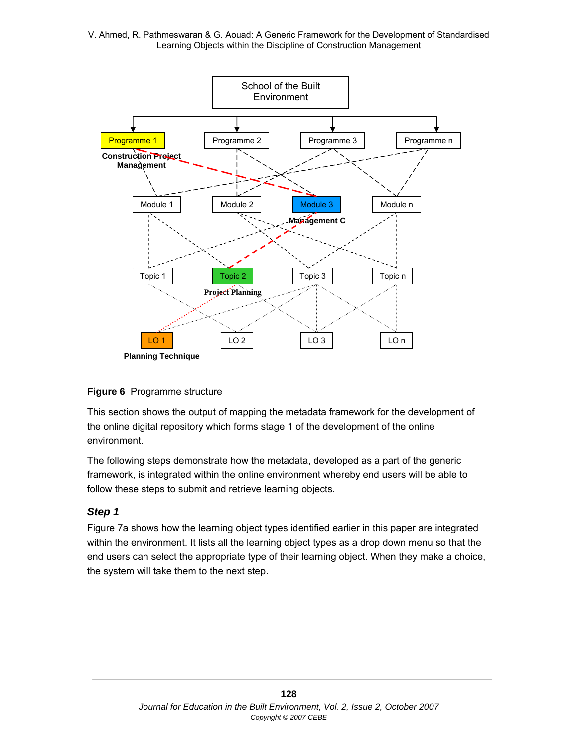**Figure 6** Programme structure

This section shows the output of mapping the metadata framework for the development of the online digital repository which forms stage 1 of the development of the online environment.

The following steps demonstrate how the metadata, developed as a part of the generic framework, is integrated within the online environment whereby end users will be able to follow these steps to submit and retrieve learning objects.

### *Step 1*

Figure 7a shows how the learning object types identified earlier in this paper are integrated within the environment. It lists all the learning object types as a drop down menu so that the end users can select the appropriate type of their learning object. When they make a choice, the system will take them to the next step.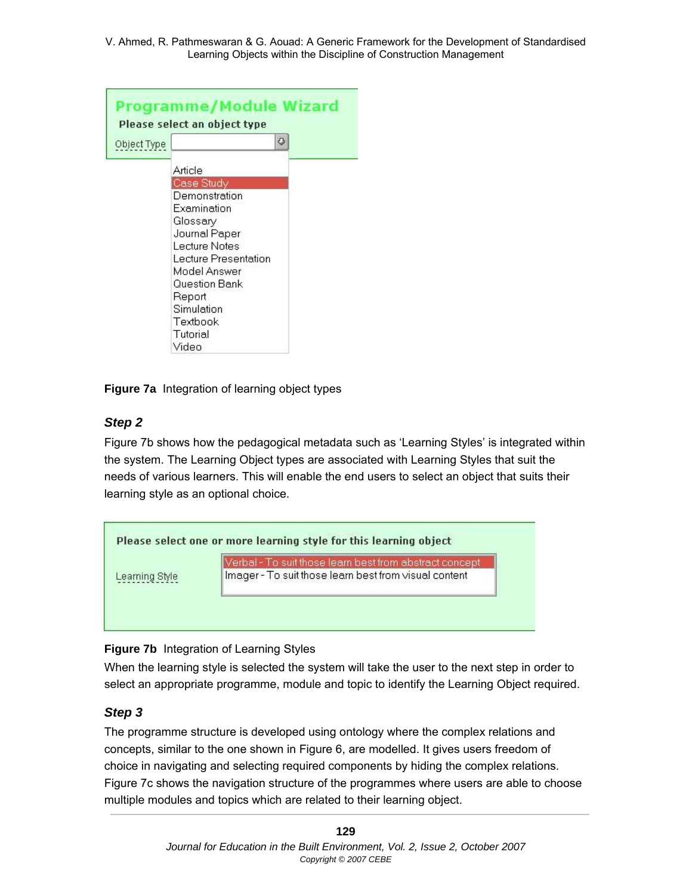Programme/Module Wizard

Please select an object type

Object Type

- Article
- Case Study
- Demonstration
- Examination
- Glossary
- Journal Paper
- Lecture Notes
- Lecture Presentation
- Model Answer
- Question Bank
- Report
- Simulation
- Textbook
- Tutorial
- Video

**Figure 7a** Integration of learning object types

### *Step 2*

Figure 7b shows how the pedagogical metadata such as 'Learning Styles' is integrated within the system. The Learning Object types are associated with Learning Styles that suit the needs of various learners. This will enable the end users to select an object that suits their learning style as an optional choice.

Please select one or more learning style for this learning object

Learning Style

- Verbal - To suit those learn best from abstract concept
- Imager - To suit those learn best from visual content

**Figure 7b** Integration of Learning Styles

When the learning style is selected the system will take the user to the next step in order to select an appropriate programme, module and topic to identify the Learning Object required.

### *Step 3*

The programme structure is developed using ontology where the complex relations and concepts, similar to the one shown in Figure 6, are modelled. It gives users freedom of choice in navigating and selecting required components by hiding the complex relations. Figure 7c shows the navigation structure of the programmes where users are able to choose multiple modules and topics which are related to their learning object.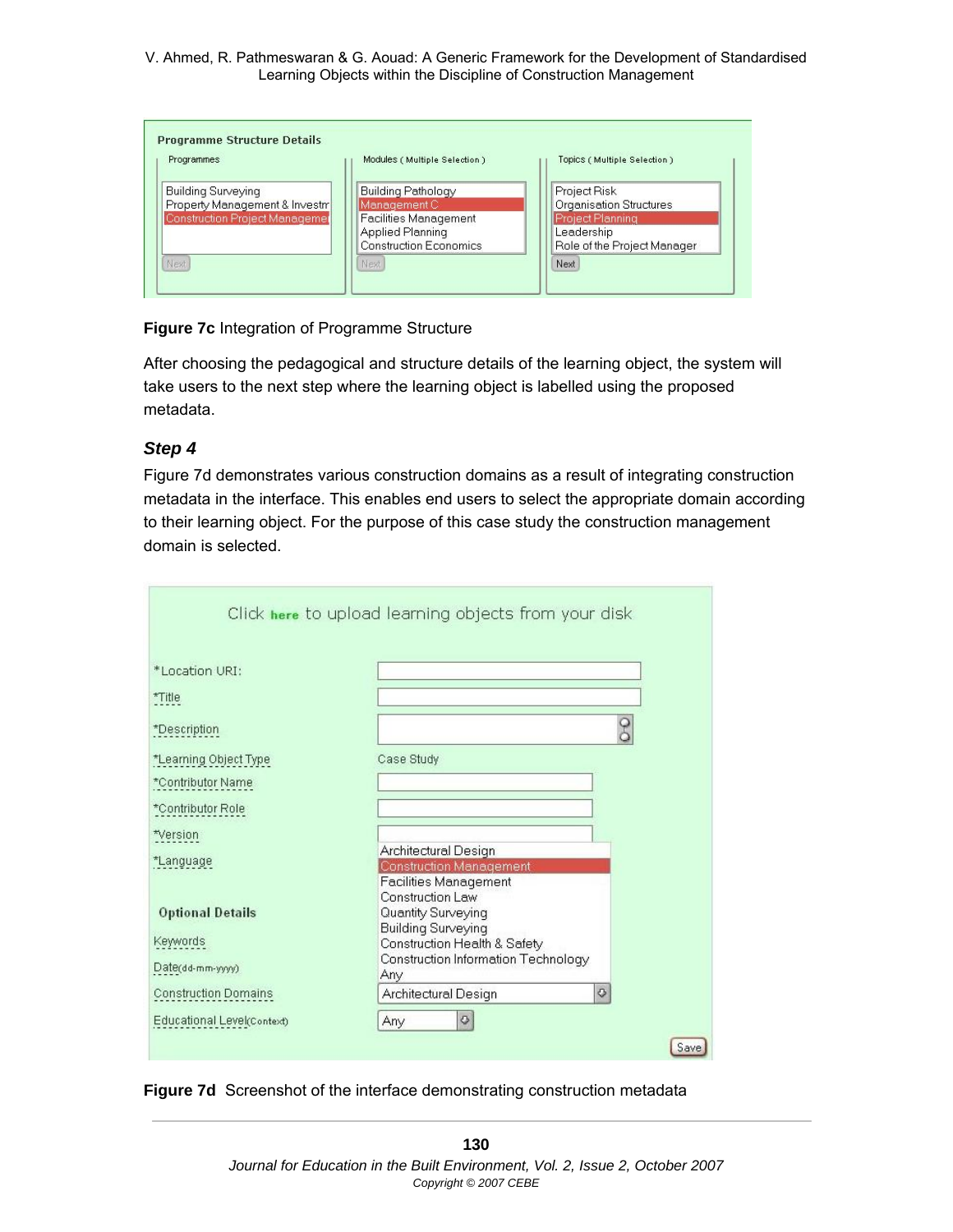**Figure 7c** Integration of Programme Structure

After choosing the pedagogical and structure details of the learning object, the system will take users to the next step where the learning object is labelled using the proposed metadata.

### *Step 4*

Figure 7d demonstrates various construction domains as a result of integrating construction metadata in the interface. This enables end users to select the appropriate domain according to their learning object. For the purpose of this case study the construction management domain is selected.

**Figure 7d** Screenshot of the interface demonstrating construction metadata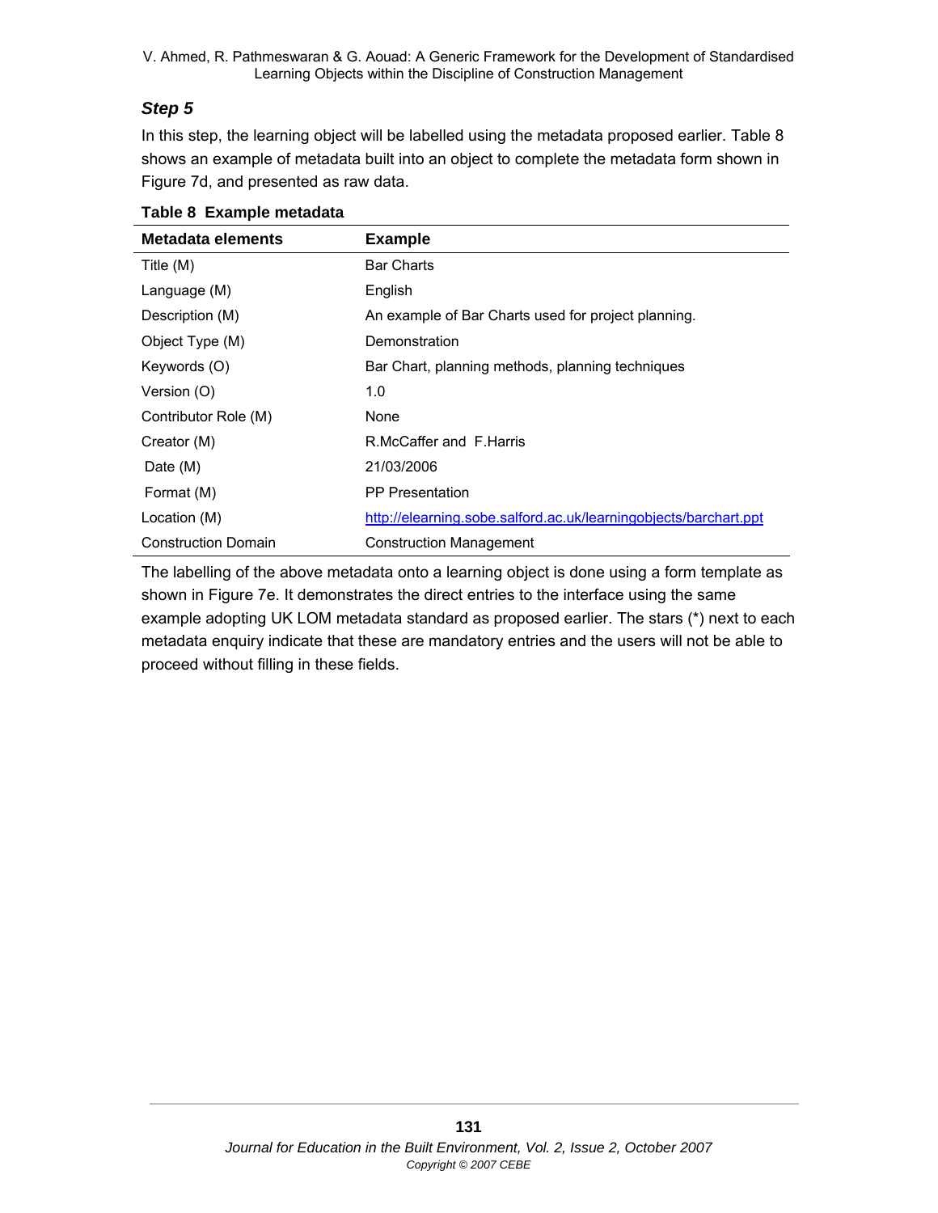### *Step 5*

In this step, the learning object will be labelled using the metadata proposed earlier. Table 8 shows an example of metadata built into an object to complete the metadata form shown in Figure 7d, and presented as raw data.

**Table 8 Example metadata**

| Metadata elements | Example |
|---|---|
| Title (M) | Bar Charts |
| Language (M) | English |
| Description (M) | An example of Bar Charts used for project planning. |
| Object Type (M) | Demonstration |
| Keywords (O) | Bar Chart, planning methods, planning techniques |
| Version (O) | 1.0 |
| Contributor Role (M) | None |
| Creator (M) | R.McCaffer and F.Harris |
| Date (M) | 21/03/2006 |
| Format (M) | PP Presentation |
| Location (M) | http://elearning.sobe.salford.ac.uk/learningobjects/barchart.ppt |
| Construction Domain | Construction Management |

The labelling of the above metadata onto a learning object is done using a form template as shown in Figure 7e. It demonstrates the direct entries to the interface using the same example adopting UK LOM metadata standard as proposed earlier. The stars (*) next to each metadata enquiry indicate that these are mandatory entries and the users will not be able to proceed without filling in these fields.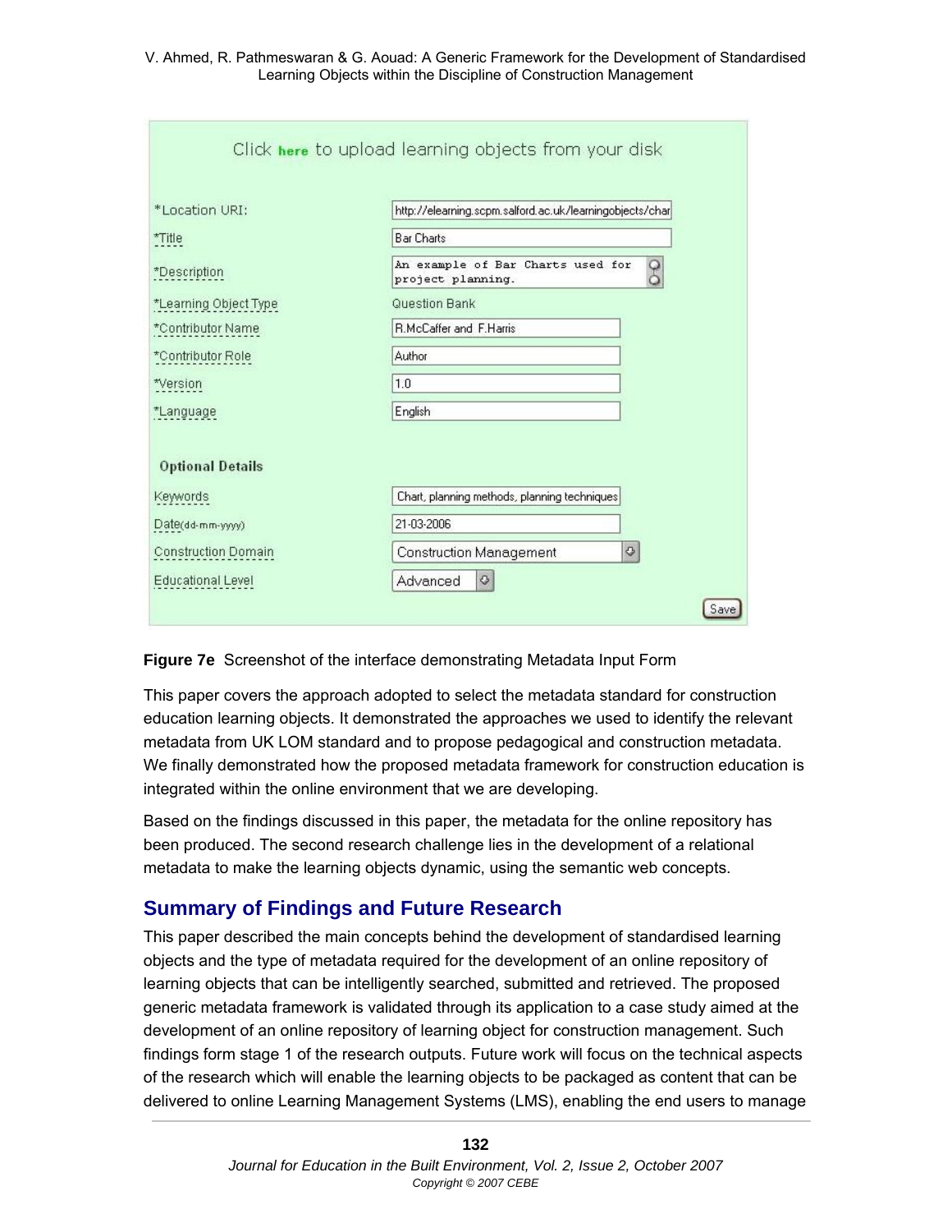Click **here** to upload learning objects from your disk

| | |
|---|---|
| *Location URI: | http://elearning.scpm.salford.ac.uk/learningobjects/char |
| *Title | Bar Charts |
| *Description | An example of Bar Charts used for project planning. |
| *Learning Object Type | Question Bank |
| *Contributor Name | R.McCaffer and F.Harris |
| *Contributor Role | Author |
| *Version | 1.0 |
| *Language | English |

**Optional Details**

| | |
|---|---|
| Keywords | Chart, planning methods, planning techniques |
| Date(dd-mm-yyyy) | 21-03-2006 |
| Construction Domain | Construction Management |
| Educational Level | Advanced |

Save

**Figure 7e** Screenshot of the interface demonstrating Metadata Input Form

This paper covers the approach adopted to select the metadata standard for construction education learning objects. It demonstrated the approaches we used to identify the relevant metadata from UK LOM standard and to propose pedagogical and construction metadata. We finally demonstrated how the proposed metadata framework for construction education is integrated within the online environment that we are developing.

Based on the findings discussed in this paper, the metadata for the online repository has been produced. The second research challenge lies in the development of a relational metadata to make the learning objects dynamic, using the semantic web concepts.

## Summary of Findings and Future Research

This paper described the main concepts behind the development of standardised learning objects and the type of metadata required for the development of an online repository of learning objects that can be intelligently searched, submitted and retrieved. The proposed generic metadata framework is validated through its application to a case study aimed at the development of an online repository of learning object for construction management. Such findings form stage 1 of the research outputs. Future work will focus on the technical aspects of the research which will enable the learning objects to be packaged as content that can be delivered to online Learning Management Systems (LMS), enabling the end users to manage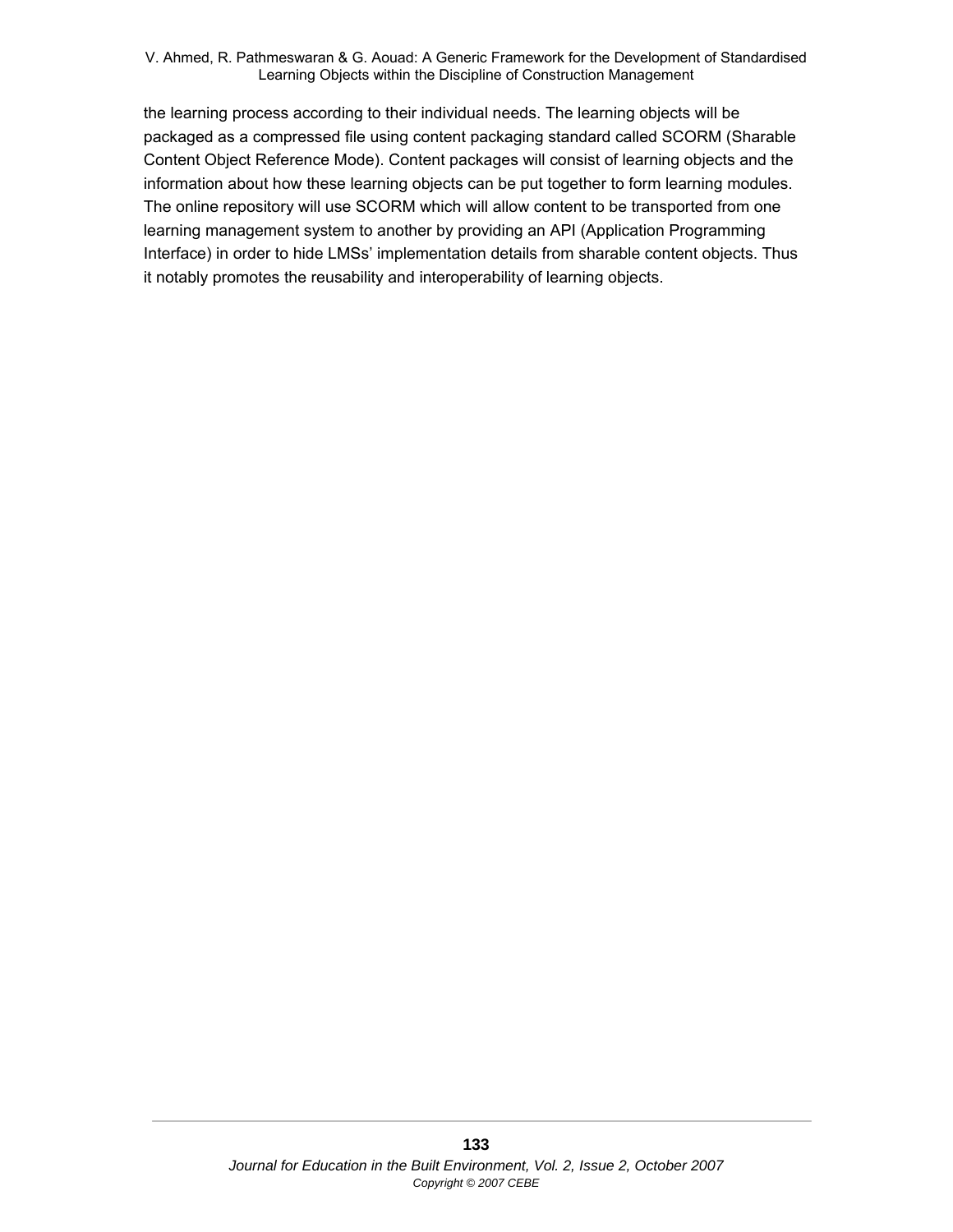the learning process according to their individual needs. The learning objects will be packaged as a compressed file using content packaging standard called SCORM (Sharable Content Object Reference Mode). Content packages will consist of learning objects and the information about how these learning objects can be put together to form learning modules. The online repository will use SCORM which will allow content to be transported from one learning management system to another by providing an API (Application Programming Interface) in order to hide LMSs' implementation details from sharable content objects. Thus it notably promotes the reusability and interoperability of learning objects.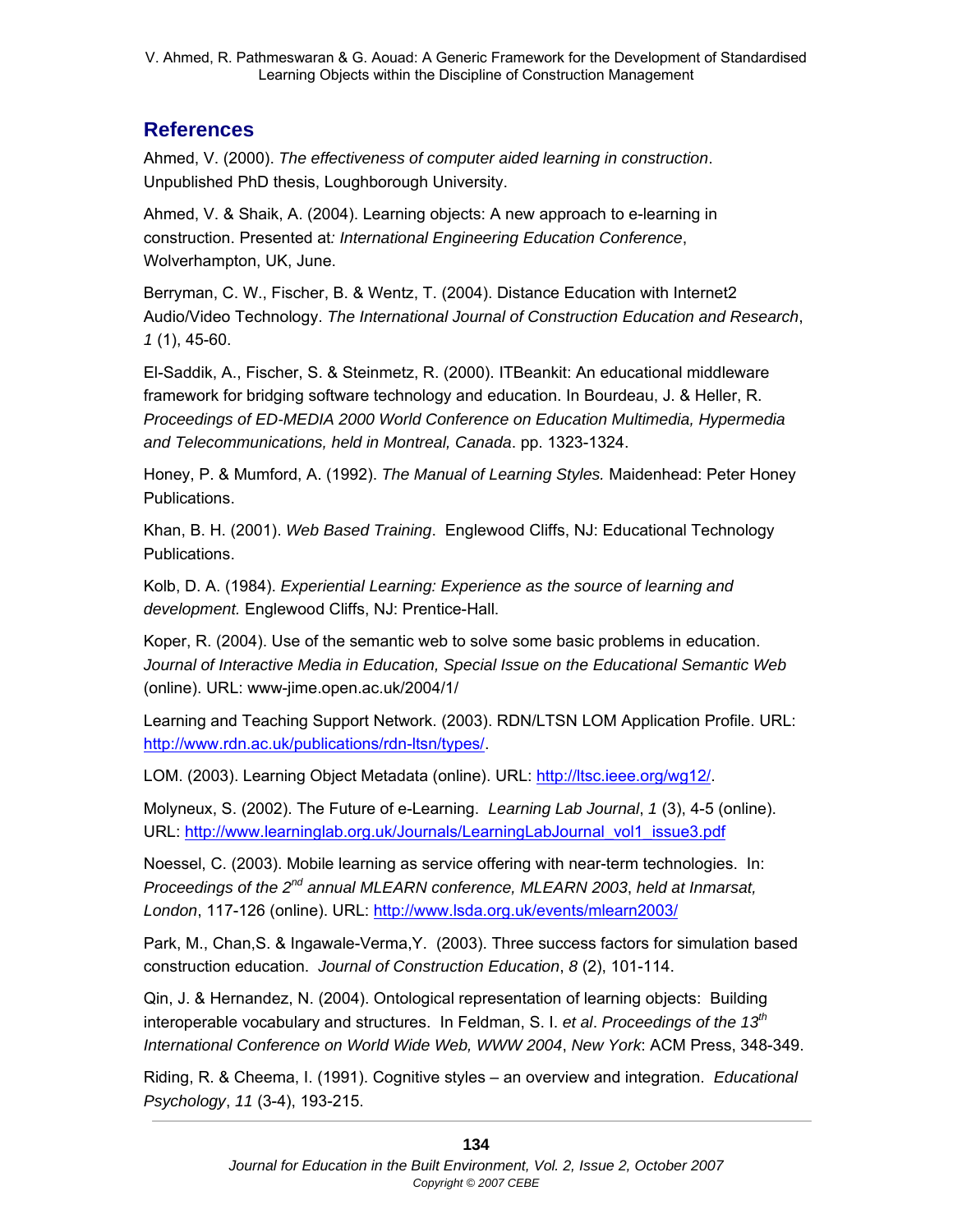## References

Ahmed, V. (2000). *The effectiveness of computer aided learning in construction*. Unpublished PhD thesis, Loughborough University.

Ahmed, V. & Shaik, A. (2004). Learning objects: A new approach to e-learning in construction. Presented at*: International Engineering Education Conference*, Wolverhampton, UK, June.

Berryman, C. W., Fischer, B. & Wentz, T. (2004). Distance Education with Internet2 Audio/Video Technology. *The International Journal of Construction Education and Research*, *1* (1), 45-60.

El-Saddik, A., Fischer, S. & Steinmetz, R. (2000). ITBeankit: An educational middleware framework for bridging software technology and education. In Bourdeau, J. & Heller, R. *Proceedings of ED-MEDIA 2000 World Conference on Education Multimedia, Hypermedia and Telecommunications, held in Montreal, Canada*. pp. 1323-1324.

Honey, P. & Mumford, A. (1992). *The Manual of Learning Styles.* Maidenhead: Peter Honey Publications.

Khan, B. H. (2001). *Web Based Training*. Englewood Cliffs, NJ: Educational Technology Publications.

Kolb, D. A. (1984). *Experiential Learning: Experience as the source of learning and development.* Englewood Cliffs, NJ: Prentice-Hall.

Koper, R. (2004). Use of the semantic web to solve some basic problems in education. *Journal of Interactive Media in Education, Special Issue on the Educational Semantic Web* (online). URL: www-jime.open.ac.uk/2004/1/

Learning and Teaching Support Network. (2003). RDN/LTSN LOM Application Profile. URL: http://www.rdn.ac.uk/publications/rdn-ltsn/types/.

LOM. (2003). Learning Object Metadata (online). URL: http://ltsc.ieee.org/wg12/.

Molyneux, S. (2002). The Future of e-Learning. *Learning Lab Journal*, *1* (3), 4-5 (online). URL: http://www.learninglab.org.uk/Journals/LearningLabJournal_vol1_issue3.pdf

Noessel, C. (2003). Mobile learning as service offering with near-term technologies. In: *Proceedings of the 2nd annual MLEARN conference, MLEARN 2003*, *held at Inmarsat, London*, 117-126 (online). URL: http://www.lsda.org.uk/events/mlearn2003/

Park, M., Chan,S. & Ingawale-Verma,Y. (2003). Three success factors for simulation based construction education. *Journal of Construction Education*, *8* (2), 101-114.

Qin, J. & Hernandez, N. (2004). Ontological representation of learning objects: Building interoperable vocabulary and structures. In Feldman, S. I. *et al*. *Proceedings of the 13th International Conference on World Wide Web, WWW 2004*, *New York*: ACM Press, 348-349.

Riding, R. & Cheema, I. (1991). Cognitive styles – an overview and integration. *Educational Psychology*, *11* (3-4), 193-215.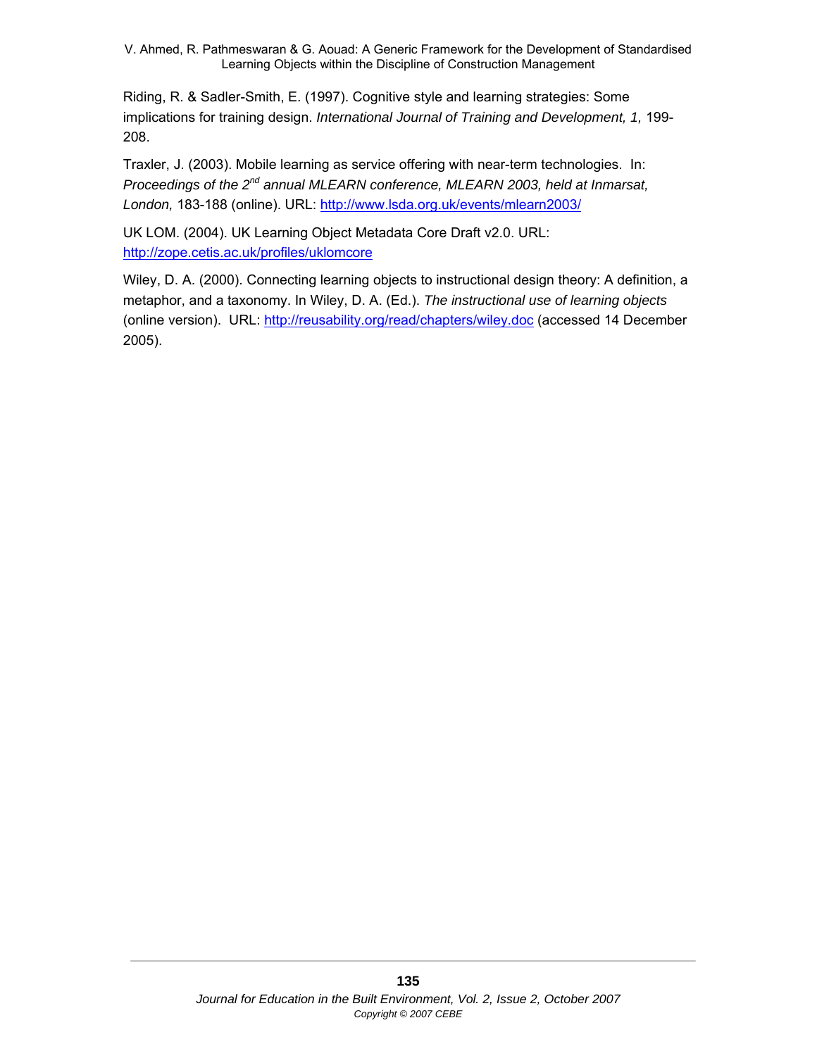Riding, R. & Sadler-Smith, E. (1997). Cognitive style and learning strategies: Some implications for training design. *International Journal of Training and Development, 1,* 199-208.

Traxler, J. (2003). Mobile learning as service offering with near-term technologies. In: *Proceedings of the 2nd annual MLEARN conference, MLEARN 2003, held at Inmarsat, London,* 183-188 (online). URL: http://www.lsda.org.uk/events/mlearn2003/

UK LOM. (2004). UK Learning Object Metadata Core Draft v2.0. URL: http://zope.cetis.ac.uk/profiles/uklomcore

Wiley, D. A. (2000). Connecting learning objects to instructional design theory: A definition, a metaphor, and a taxonomy. In Wiley, D. A. (Ed.). *The instructional use of learning objects* (online version). URL: http://reusability.org/read/chapters/wiley.doc (accessed 14 December 2005).